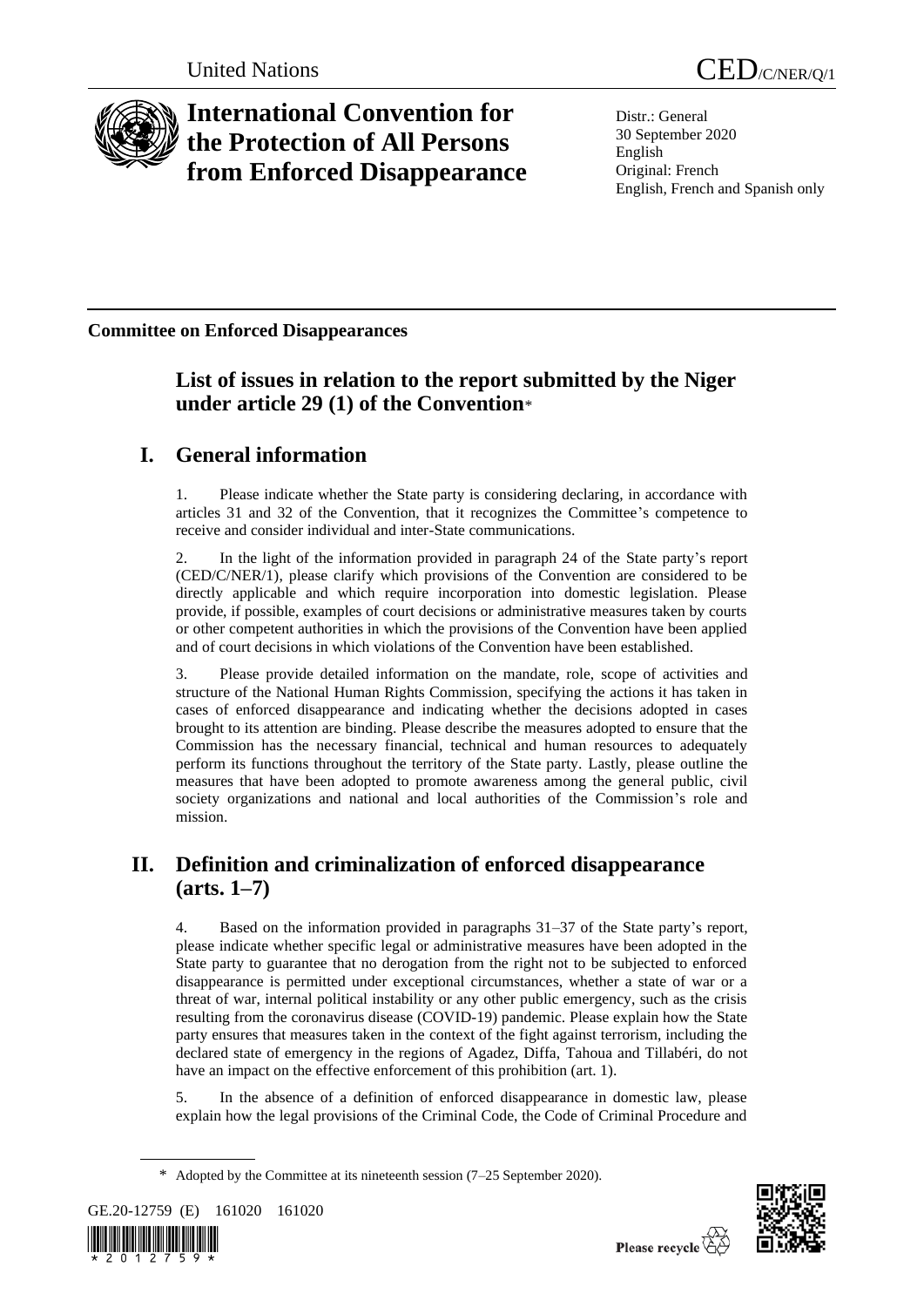United Nations

CED/C/NER/Q/1

# International Convention for the Protection of All Persons from Enforced Disappearance

Distr.: General
30 September 2020
English
Original: French
English, French and Spanish only

**Committee on Enforced Disappearances**

## List of issues in relation to the report submitted by the Niger under article 29 (1) of the Convention*

## I. General information

1. Please indicate whether the State party is considering declaring, in accordance with articles 31 and 32 of the Convention, that it recognizes the Committee's competence to receive and consider individual and inter-State communications.

2. In the light of the information provided in paragraph 24 of the State party's report (CED/C/NER/1), please clarify which provisions of the Convention are considered to be directly applicable and which require incorporation into domestic legislation. Please provide, if possible, examples of court decisions or administrative measures taken by courts or other competent authorities in which the provisions of the Convention have been applied and of court decisions in which violations of the Convention have been established.

3. Please provide detailed information on the mandate, role, scope of activities and structure of the National Human Rights Commission, specifying the actions it has taken in cases of enforced disappearance and indicating whether the decisions adopted in cases brought to its attention are binding. Please describe the measures adopted to ensure that the Commission has the necessary financial, technical and human resources to adequately perform its functions throughout the territory of the State party. Lastly, please outline the measures that have been adopted to promote awareness among the general public, civil society organizations and national and local authorities of the Commission's role and mission.

## II. Definition and criminalization of enforced disappearance (arts. 1–7)

4. Based on the information provided in paragraphs 31–37 of the State party's report, please indicate whether specific legal or administrative measures have been adopted in the State party to guarantee that no derogation from the right not to be subjected to enforced disappearance is permitted under exceptional circumstances, whether a state of war or a threat of war, internal political instability or any other public emergency, such as the crisis resulting from the coronavirus disease (COVID-19) pandemic. Please explain how the State party ensures that measures taken in the context of the fight against terrorism, including the declared state of emergency in the regions of Agadez, Diffa, Tahoua and Tillabéri, do not have an impact on the effective enforcement of this prohibition (art. 1).

5. In the absence of a definition of enforced disappearance in domestic law, please explain how the legal provisions of the Criminal Code, the Code of Criminal Procedure and

\* Adopted by the Committee at its nineteenth session (7–25 September 2020).

GE.20-12759 (E) 161020 161020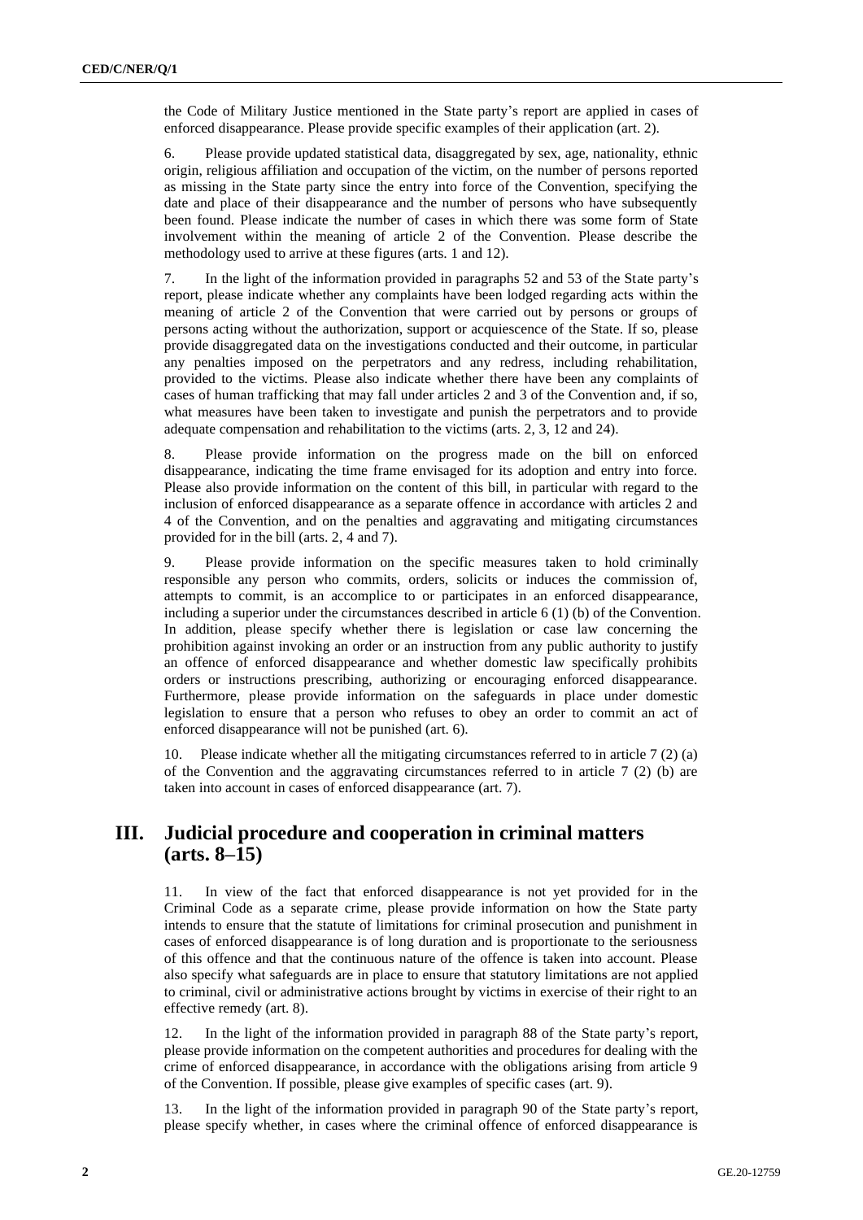the Code of Military Justice mentioned in the State party's report are applied in cases of enforced disappearance. Please provide specific examples of their application (art. 2).

6. Please provide updated statistical data, disaggregated by sex, age, nationality, ethnic origin, religious affiliation and occupation of the victim, on the number of persons reported as missing in the State party since the entry into force of the Convention, specifying the date and place of their disappearance and the number of persons who have subsequently been found. Please indicate the number of cases in which there was some form of State involvement within the meaning of article 2 of the Convention. Please describe the methodology used to arrive at these figures (arts. 1 and 12).

7. In the light of the information provided in paragraphs 52 and 53 of the State party's report, please indicate whether any complaints have been lodged regarding acts within the meaning of article 2 of the Convention that were carried out by persons or groups of persons acting without the authorization, support or acquiescence of the State. If so, please provide disaggregated data on the investigations conducted and their outcome, in particular any penalties imposed on the perpetrators and any redress, including rehabilitation, provided to the victims. Please also indicate whether there have been any complaints of cases of human trafficking that may fall under articles 2 and 3 of the Convention and, if so, what measures have been taken to investigate and punish the perpetrators and to provide adequate compensation and rehabilitation to the victims (arts. 2, 3, 12 and 24).

8. Please provide information on the progress made on the bill on enforced disappearance, indicating the time frame envisaged for its adoption and entry into force. Please also provide information on the content of this bill, in particular with regard to the inclusion of enforced disappearance as a separate offence in accordance with articles 2 and 4 of the Convention, and on the penalties and aggravating and mitigating circumstances provided for in the bill (arts. 2, 4 and 7).

9. Please provide information on the specific measures taken to hold criminally responsible any person who commits, orders, solicits or induces the commission of, attempts to commit, is an accomplice to or participates in an enforced disappearance, including a superior under the circumstances described in article 6 (1) (b) of the Convention. In addition, please specify whether there is legislation or case law concerning the prohibition against invoking an order or an instruction from any public authority to justify an offence of enforced disappearance and whether domestic law specifically prohibits orders or instructions prescribing, authorizing or encouraging enforced disappearance. Furthermore, please provide information on the safeguards in place under domestic legislation to ensure that a person who refuses to obey an order to commit an act of enforced disappearance will not be punished (art. 6).

10. Please indicate whether all the mitigating circumstances referred to in article 7 (2) (a) of the Convention and the aggravating circumstances referred to in article 7 (2) (b) are taken into account in cases of enforced disappearance (art. 7).

## III. Judicial procedure and cooperation in criminal matters (arts. 8–15)

11. In view of the fact that enforced disappearance is not yet provided for in the Criminal Code as a separate crime, please provide information on how the State party intends to ensure that the statute of limitations for criminal prosecution and punishment in cases of enforced disappearance is of long duration and is proportionate to the seriousness of this offence and that the continuous nature of the offence is taken into account. Please also specify what safeguards are in place to ensure that statutory limitations are not applied to criminal, civil or administrative actions brought by victims in exercise of their right to an effective remedy (art. 8).

12. In the light of the information provided in paragraph 88 of the State party's report, please provide information on the competent authorities and procedures for dealing with the crime of enforced disappearance, in accordance with the obligations arising from article 9 of the Convention. If possible, please give examples of specific cases (art. 9).

13. In the light of the information provided in paragraph 90 of the State party's report, please specify whether, in cases where the criminal offence of enforced disappearance is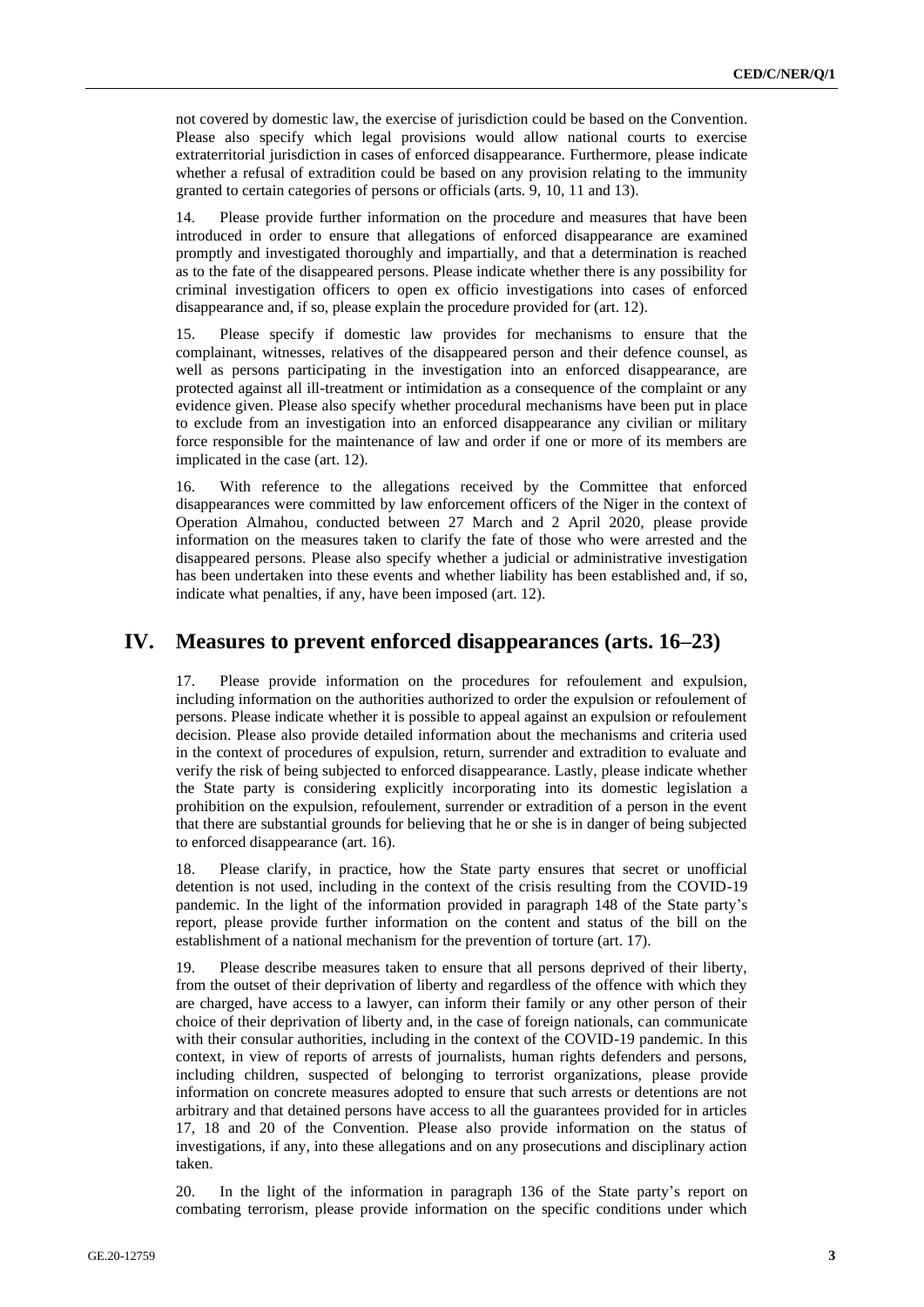not covered by domestic law, the exercise of jurisdiction could be based on the Convention. Please also specify which legal provisions would allow national courts to exercise extraterritorial jurisdiction in cases of enforced disappearance. Furthermore, please indicate whether a refusal of extradition could be based on any provision relating to the immunity granted to certain categories of persons or officials (arts. 9, 10, 11 and 13).

14. Please provide further information on the procedure and measures that have been introduced in order to ensure that allegations of enforced disappearance are examined promptly and investigated thoroughly and impartially, and that a determination is reached as to the fate of the disappeared persons. Please indicate whether there is any possibility for criminal investigation officers to open ex officio investigations into cases of enforced disappearance and, if so, please explain the procedure provided for (art. 12).

15. Please specify if domestic law provides for mechanisms to ensure that the complainant, witnesses, relatives of the disappeared person and their defence counsel, as well as persons participating in the investigation into an enforced disappearance, are protected against all ill-treatment or intimidation as a consequence of the complaint or any evidence given. Please also specify whether procedural mechanisms have been put in place to exclude from an investigation into an enforced disappearance any civilian or military force responsible for the maintenance of law and order if one or more of its members are implicated in the case (art. 12).

16. With reference to the allegations received by the Committee that enforced disappearances were committed by law enforcement officers of the Niger in the context of Operation Almahou, conducted between 27 March and 2 April 2020, please provide information on the measures taken to clarify the fate of those who were arrested and the disappeared persons. Please also specify whether a judicial or administrative investigation has been undertaken into these events and whether liability has been established and, if so, indicate what penalties, if any, have been imposed (art. 12).

## IV. Measures to prevent enforced disappearances (arts. 16–23)

17. Please provide information on the procedures for refoulement and expulsion, including information on the authorities authorized to order the expulsion or refoulement of persons. Please indicate whether it is possible to appeal against an expulsion or refoulement decision. Please also provide detailed information about the mechanisms and criteria used in the context of procedures of expulsion, return, surrender and extradition to evaluate and verify the risk of being subjected to enforced disappearance. Lastly, please indicate whether the State party is considering explicitly incorporating into its domestic legislation a prohibition on the expulsion, refoulement, surrender or extradition of a person in the event that there are substantial grounds for believing that he or she is in danger of being subjected to enforced disappearance (art. 16).

18. Please clarify, in practice, how the State party ensures that secret or unofficial detention is not used, including in the context of the crisis resulting from the COVID-19 pandemic. In the light of the information provided in paragraph 148 of the State party's report, please provide further information on the content and status of the bill on the establishment of a national mechanism for the prevention of torture (art. 17).

19. Please describe measures taken to ensure that all persons deprived of their liberty, from the outset of their deprivation of liberty and regardless of the offence with which they are charged, have access to a lawyer, can inform their family or any other person of their choice of their deprivation of liberty and, in the case of foreign nationals, can communicate with their consular authorities, including in the context of the COVID-19 pandemic. In this context, in view of reports of arrests of journalists, human rights defenders and persons, including children, suspected of belonging to terrorist organizations, please provide information on concrete measures adopted to ensure that such arrests or detentions are not arbitrary and that detained persons have access to all the guarantees provided for in articles 17, 18 and 20 of the Convention. Please also provide information on the status of investigations, if any, into these allegations and on any prosecutions and disciplinary action taken.

20. In the light of the information in paragraph 136 of the State party's report on combating terrorism, please provide information on the specific conditions under which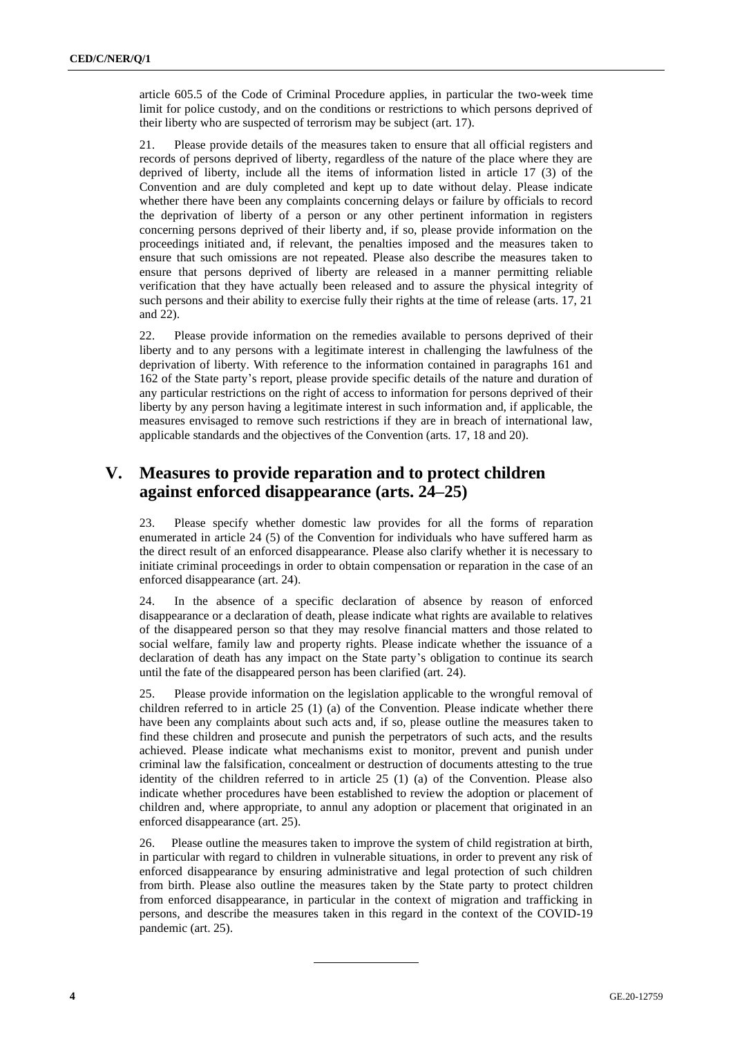article 605.5 of the Code of Criminal Procedure applies, in particular the two-week time limit for police custody, and on the conditions or restrictions to which persons deprived of their liberty who are suspected of terrorism may be subject (art. 17).

21. Please provide details of the measures taken to ensure that all official registers and records of persons deprived of liberty, regardless of the nature of the place where they are deprived of liberty, include all the items of information listed in article 17 (3) of the Convention and are duly completed and kept up to date without delay. Please indicate whether there have been any complaints concerning delays or failure by officials to record the deprivation of liberty of a person or any other pertinent information in registers concerning persons deprived of their liberty and, if so, please provide information on the proceedings initiated and, if relevant, the penalties imposed and the measures taken to ensure that such omissions are not repeated. Please also describe the measures taken to ensure that persons deprived of liberty are released in a manner permitting reliable verification that they have actually been released and to assure the physical integrity of such persons and their ability to exercise fully their rights at the time of release (arts. 17, 21 and 22).

22. Please provide information on the remedies available to persons deprived of their liberty and to any persons with a legitimate interest in challenging the lawfulness of the deprivation of liberty. With reference to the information contained in paragraphs 161 and 162 of the State party's report, please provide specific details of the nature and duration of any particular restrictions on the right of access to information for persons deprived of their liberty by any person having a legitimate interest in such information and, if applicable, the measures envisaged to remove such restrictions if they are in breach of international law, applicable standards and the objectives of the Convention (arts. 17, 18 and 20).

## V. Measures to provide reparation and to protect children against enforced disappearance (arts. 24–25)

23. Please specify whether domestic law provides for all the forms of reparation enumerated in article 24 (5) of the Convention for individuals who have suffered harm as the direct result of an enforced disappearance. Please also clarify whether it is necessary to initiate criminal proceedings in order to obtain compensation or reparation in the case of an enforced disappearance (art. 24).

24. In the absence of a specific declaration of absence by reason of enforced disappearance or a declaration of death, please indicate what rights are available to relatives of the disappeared person so that they may resolve financial matters and those related to social welfare, family law and property rights. Please indicate whether the issuance of a declaration of death has any impact on the State party's obligation to continue its search until the fate of the disappeared person has been clarified (art. 24).

25. Please provide information on the legislation applicable to the wrongful removal of children referred to in article 25 (1) (a) of the Convention. Please indicate whether there have been any complaints about such acts and, if so, please outline the measures taken to find these children and prosecute and punish the perpetrators of such acts, and the results achieved. Please indicate what mechanisms exist to monitor, prevent and punish under criminal law the falsification, concealment or destruction of documents attesting to the true identity of the children referred to in article 25 (1) (a) of the Convention. Please also indicate whether procedures have been established to review the adoption or placement of children and, where appropriate, to annul any adoption or placement that originated in an enforced disappearance (art. 25).

26. Please outline the measures taken to improve the system of child registration at birth, in particular with regard to children in vulnerable situations, in order to prevent any risk of enforced disappearance by ensuring administrative and legal protection of such children from birth. Please also outline the measures taken by the State party to protect children from enforced disappearance, in particular in the context of migration and trafficking in persons, and describe the measures taken in this regard in the context of the COVID-19 pandemic (art. 25).